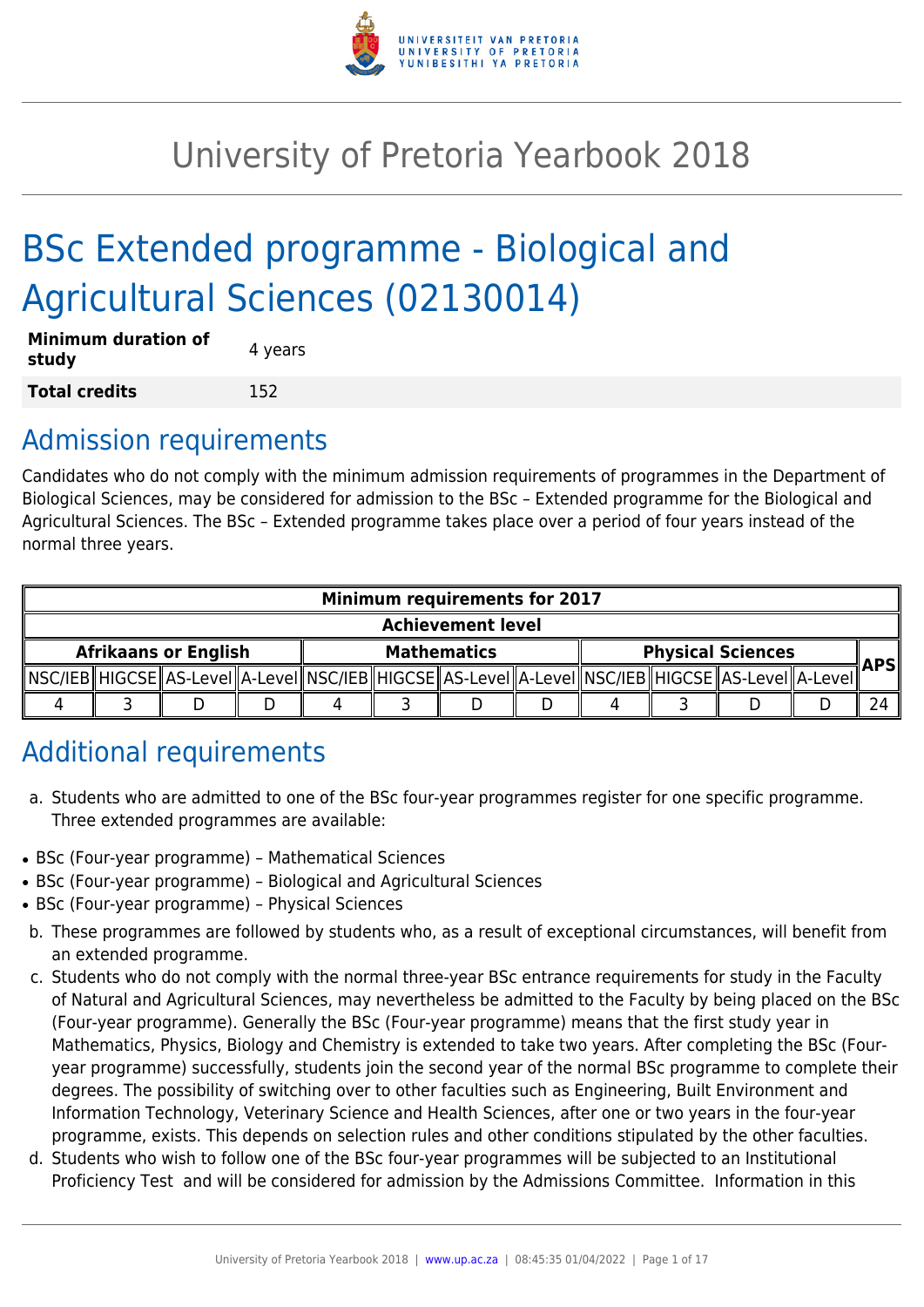# University of Pretoria Yearbook 2018

# BSc Extended programme - Biological and Agricultural Sciences (02130014)

| **Minimum duration of study** | 4 years |
|---|---|
| **Total credits** | 152 |

## Admission requirements

Candidates who do not comply with the minimum admission requirements of programmes in the Department of Biological Sciences, may be considered for admission to the BSc – Extended programme for the Biological and Agricultural Sciences. The BSc – Extended programme takes place over a period of four years instead of the normal three years.

| Minimum requirements for 2017 | | | | | | | | | | | | |
|---|---|---|---|---|---|---|---|---|---|---|---|---|
| Achievement level | | | | | | | | | | | | |
| Afrikaans or English | | | | Mathematics | | | | Physical Sciences | | | | APS |
| NSC/IEB | HIGCSE | AS-Level | A-Level | NSC/IEB | HIGCSE | AS-Level | A-Level | NSC/IEB | HIGCSE | AS-Level | A-Level | |
| 4 | 3 | D | D | 4 | 3 | D | D | 4 | 3 | D | D | 24 |

## Additional requirements

a. Students who are admitted to one of the BSc four-year programmes register for one specific programme. Three extended programmes are available:

- BSc (Four-year programme) – Mathematical Sciences
- BSc (Four-year programme) – Biological and Agricultural Sciences
- BSc (Four-year programme) – Physical Sciences

b. These programmes are followed by students who, as a result of exceptional circumstances, will benefit from an extended programme.

c. Students who do not comply with the normal three-year BSc entrance requirements for study in the Faculty of Natural and Agricultural Sciences, may nevertheless be admitted to the Faculty by being placed on the BSc (Four-year programme). Generally the BSc (Four-year programme) means that the first study year in Mathematics, Physics, Biology and Chemistry is extended to take two years. After completing the BSc (Four-year programme) successfully, students join the second year of the normal BSc programme to complete their degrees. The possibility of switching over to other faculties such as Engineering, Built Environment and Information Technology, Veterinary Science and Health Sciences, after one or two years in the four-year programme, exists. This depends on selection rules and other conditions stipulated by the other faculties.

d. Students who wish to follow one of the BSc four-year programmes will be subjected to an Institutional Proficiency Test and will be considered for admission by the Admissions Committee. Information in this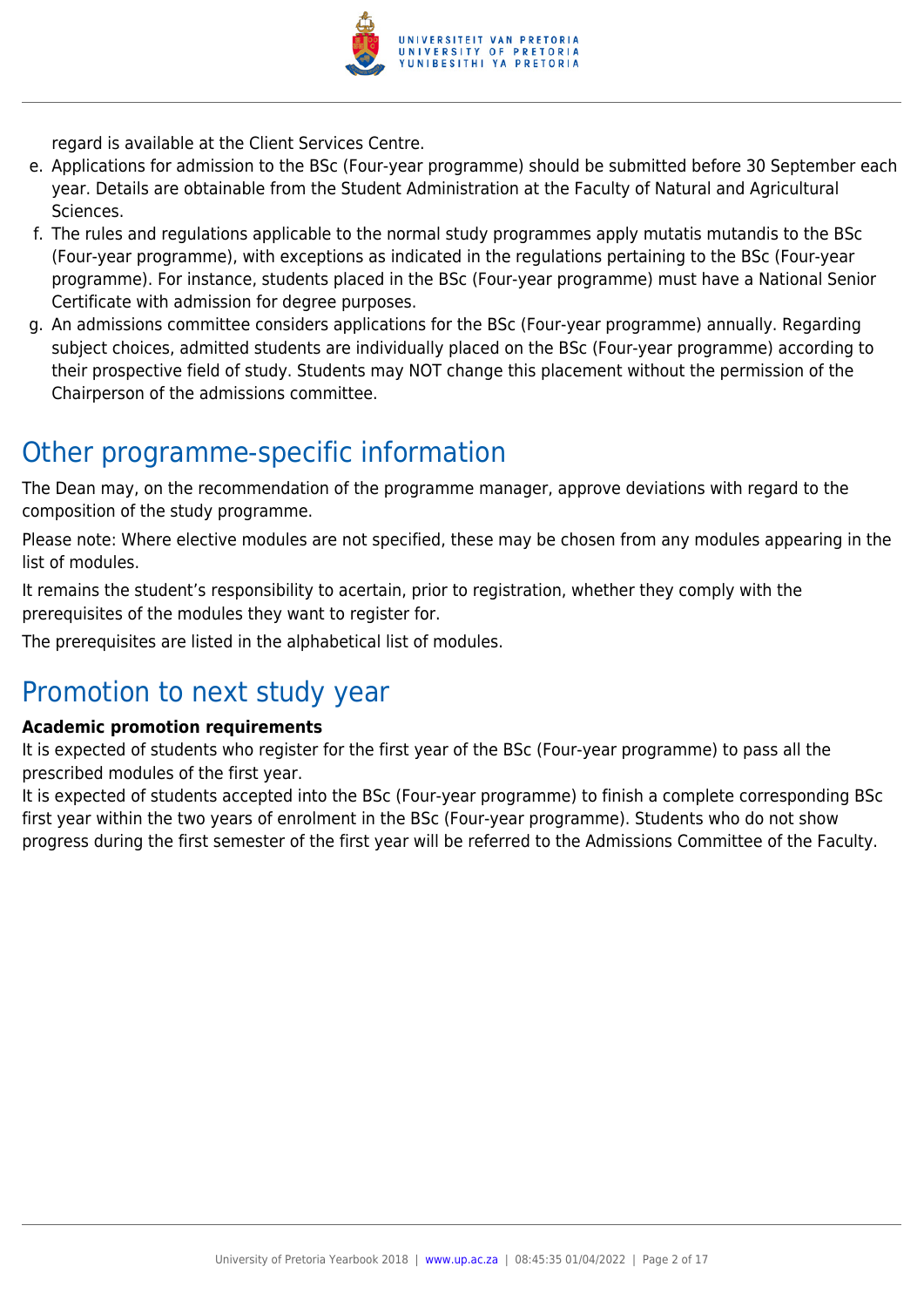regard is available at the Client Services Centre.

e. Applications for admission to the BSc (Four-year programme) should be submitted before 30 September each year. Details are obtainable from the Student Administration at the Faculty of Natural and Agricultural Sciences.
f. The rules and regulations applicable to the normal study programmes apply mutatis mutandis to the BSc (Four-year programme), with exceptions as indicated in the regulations pertaining to the BSc (Four-year programme). For instance, students placed in the BSc (Four-year programme) must have a National Senior Certificate with admission for degree purposes.
g. An admissions committee considers applications for the BSc (Four-year programme) annually. Regarding subject choices, admitted students are individually placed on the BSc (Four-year programme) according to their prospective field of study. Students may NOT change this placement without the permission of the Chairperson of the admissions committee.

## Other programme-specific information

The Dean may, on the recommendation of the programme manager, approve deviations with regard to the composition of the study programme.

Please note: Where elective modules are not specified, these may be chosen from any modules appearing in the list of modules.

It remains the student's responsibility to acertain, prior to registration, whether they comply with the prerequisites of the modules they want to register for.

The prerequisites are listed in the alphabetical list of modules.

## Promotion to next study year

**Academic promotion requirements**

It is expected of students who register for the first year of the BSc (Four-year programme) to pass all the prescribed modules of the first year.

It is expected of students accepted into the BSc (Four-year programme) to finish a complete corresponding BSc first year within the two years of enrolment in the BSc (Four-year programme). Students who do not show progress during the first semester of the first year will be referred to the Admissions Committee of the Faculty.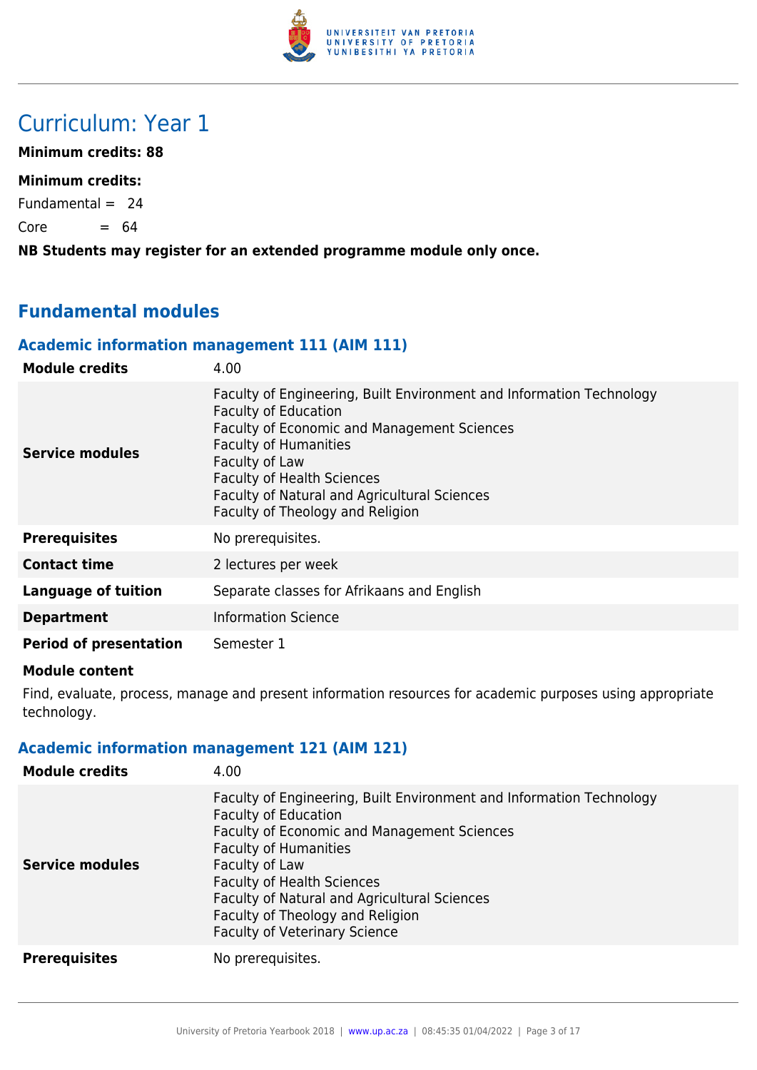# Curriculum: Year 1

**Minimum credits: 88**

**Minimum credits:**

Fundamental = 24

Core = 64

**NB Students may register for an extended programme module only once.**

## Fundamental modules

### Academic information management 111 (AIM 111)

| **Module credits** | 4.00 |
|---|---|
| **Service modules** | Faculty of Engineering, Built Environment and Information Technology<br>Faculty of Education<br>Faculty of Economic and Management Sciences<br>Faculty of Humanities<br>Faculty of Law<br>Faculty of Health Sciences<br>Faculty of Natural and Agricultural Sciences<br>Faculty of Theology and Religion |
| **Prerequisites** | No prerequisites. |
| **Contact time** | 2 lectures per week |
| **Language of tuition** | Separate classes for Afrikaans and English |
| **Department** | Information Science |
| **Period of presentation** | Semester 1 |

**Module content**

Find, evaluate, process, manage and present information resources for academic purposes using appropriate technology.

### Academic information management 121 (AIM 121)

| **Module credits** | 4.00 |
|---|---|
| **Service modules** | Faculty of Engineering, Built Environment and Information Technology<br>Faculty of Education<br>Faculty of Economic and Management Sciences<br>Faculty of Humanities<br>Faculty of Law<br>Faculty of Health Sciences<br>Faculty of Natural and Agricultural Sciences<br>Faculty of Theology and Religion<br>Faculty of Veterinary Science |
| **Prerequisites** | No prerequisites. |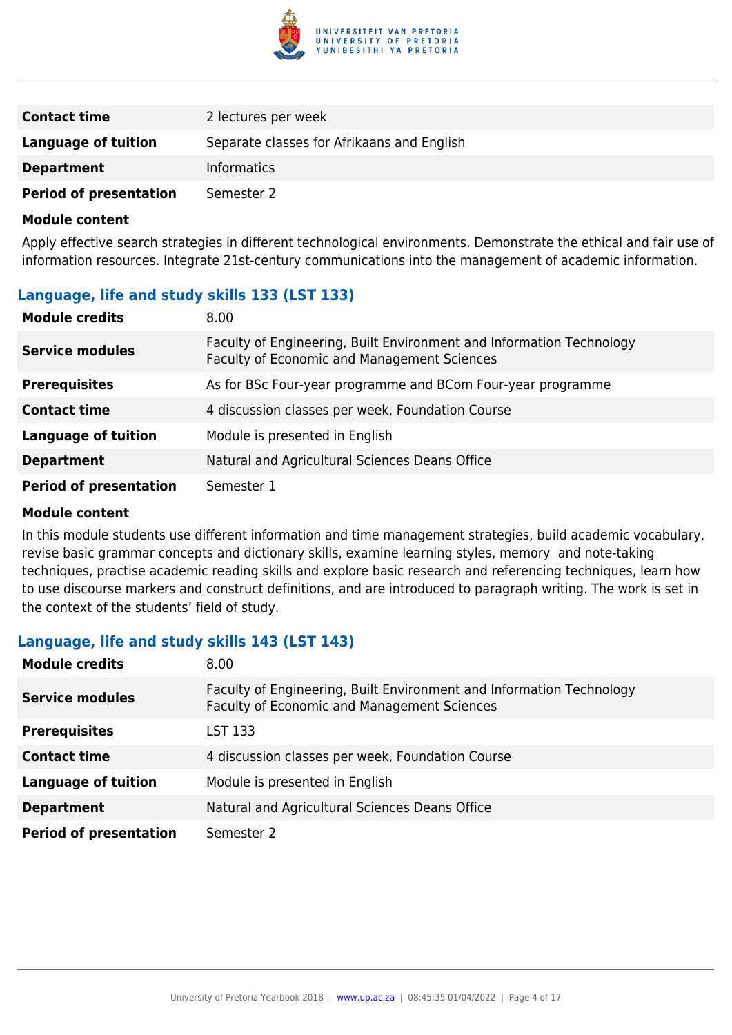| | |
|---|---|
| **Contact time** | 2 lectures per week |
| **Language of tuition** | Separate classes for Afrikaans and English |
| **Department** | Informatics |
| **Period of presentation** | Semester 2 |

**Module content**

Apply effective search strategies in different technological environments. Demonstrate the ethical and fair use of information resources. Integrate 21st-century communications into the management of academic information.

### Language, life and study skills 133 (LST 133)

| | |
|---|---|
| **Module credits** | 8.00 |
| **Service modules** | Faculty of Engineering, Built Environment and Information Technology<br>Faculty of Economic and Management Sciences |
| **Prerequisites** | As for BSc Four-year programme and BCom Four-year programme |
| **Contact time** | 4 discussion classes per week, Foundation Course |
| **Language of tuition** | Module is presented in English |
| **Department** | Natural and Agricultural Sciences Deans Office |
| **Period of presentation** | Semester 1 |

**Module content**

In this module students use different information and time management strategies, build academic vocabulary, revise basic grammar concepts and dictionary skills, examine learning styles, memory and note-taking techniques, practise academic reading skills and explore basic research and referencing techniques, learn how to use discourse markers and construct definitions, and are introduced to paragraph writing. The work is set in the context of the students' field of study.

### Language, life and study skills 143 (LST 143)

| | |
|---|---|
| **Module credits** | 8.00 |
| **Service modules** | Faculty of Engineering, Built Environment and Information Technology<br>Faculty of Economic and Management Sciences |
| **Prerequisites** | LST 133 |
| **Contact time** | 4 discussion classes per week, Foundation Course |
| **Language of tuition** | Module is presented in English |
| **Department** | Natural and Agricultural Sciences Deans Office |
| **Period of presentation** | Semester 2 |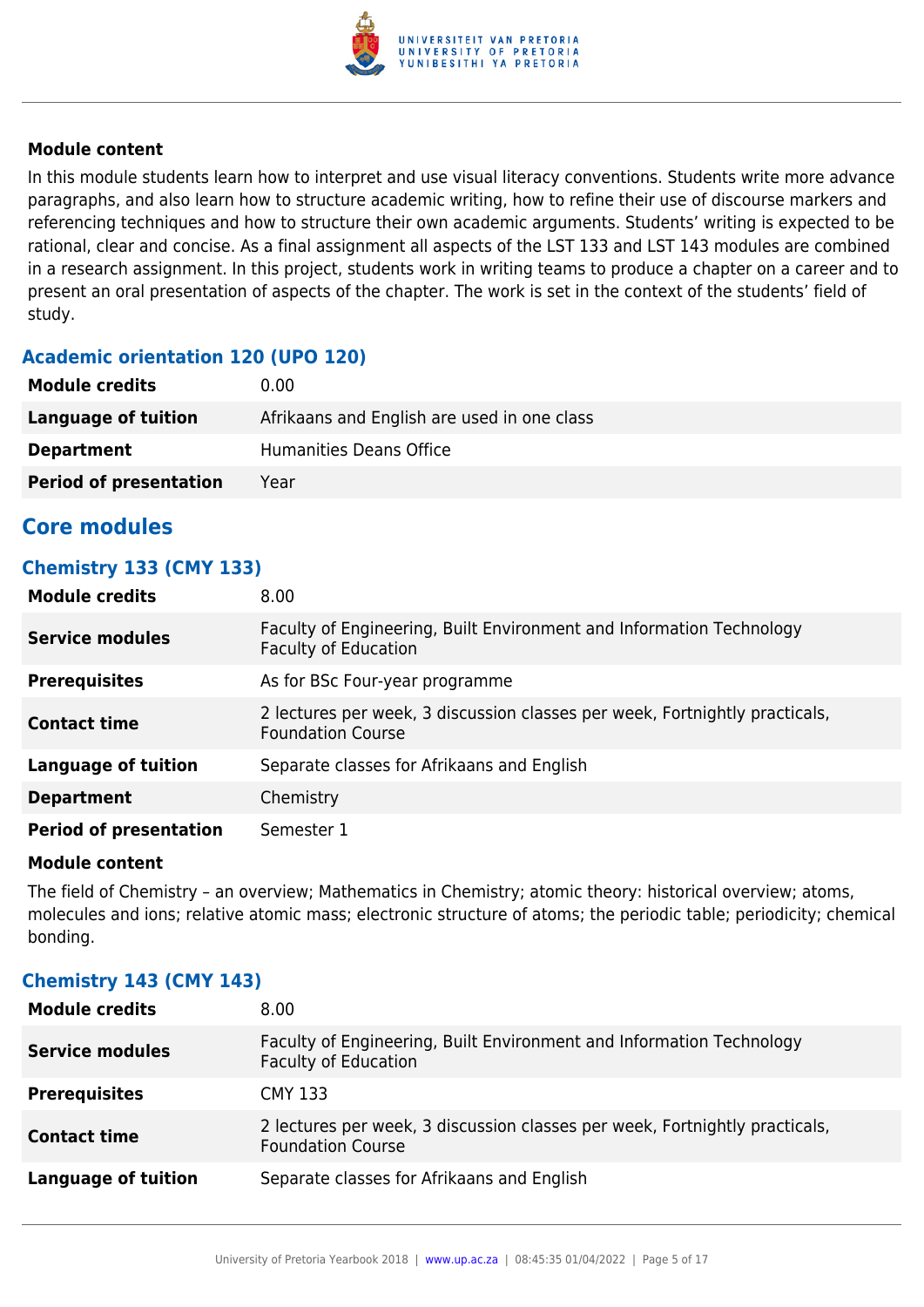**Module content**

In this module students learn how to interpret and use visual literacy conventions. Students write more advance paragraphs, and also learn how to structure academic writing, how to refine their use of discourse markers and referencing techniques and how to structure their own academic arguments. Students' writing is expected to be rational, clear and concise. As a final assignment all aspects of the LST 133 and LST 143 modules are combined in a research assignment. In this project, students work in writing teams to produce a chapter on a career and to present an oral presentation of aspects of the chapter. The work is set in the context of the students' field of study.

### Academic orientation 120 (UPO 120)

| | |
|---|---|
| **Module credits** | 0.00 |
| **Language of tuition** | Afrikaans and English are used in one class |
| **Department** | Humanities Deans Office |
| **Period of presentation** | Year |

## Core modules

### Chemistry 133 (CMY 133)

| | |
|---|---|
| **Module credits** | 8.00 |
| **Service modules** | Faculty of Engineering, Built Environment and Information Technology<br>Faculty of Education |
| **Prerequisites** | As for BSc Four-year programme |
| **Contact time** | 2 lectures per week, 3 discussion classes per week, Fortnightly practicals, Foundation Course |
| **Language of tuition** | Separate classes for Afrikaans and English |
| **Department** | Chemistry |
| **Period of presentation** | Semester 1 |

**Module content**

The field of Chemistry – an overview; Mathematics in Chemistry; atomic theory: historical overview; atoms, molecules and ions; relative atomic mass; electronic structure of atoms; the periodic table; periodicity; chemical bonding.

### Chemistry 143 (CMY 143)

| | |
|---|---|
| **Module credits** | 8.00 |
| **Service modules** | Faculty of Engineering, Built Environment and Information Technology<br>Faculty of Education |
| **Prerequisites** | CMY 133 |
| **Contact time** | 2 lectures per week, 3 discussion classes per week, Fortnightly practicals, Foundation Course |
| **Language of tuition** | Separate classes for Afrikaans and English |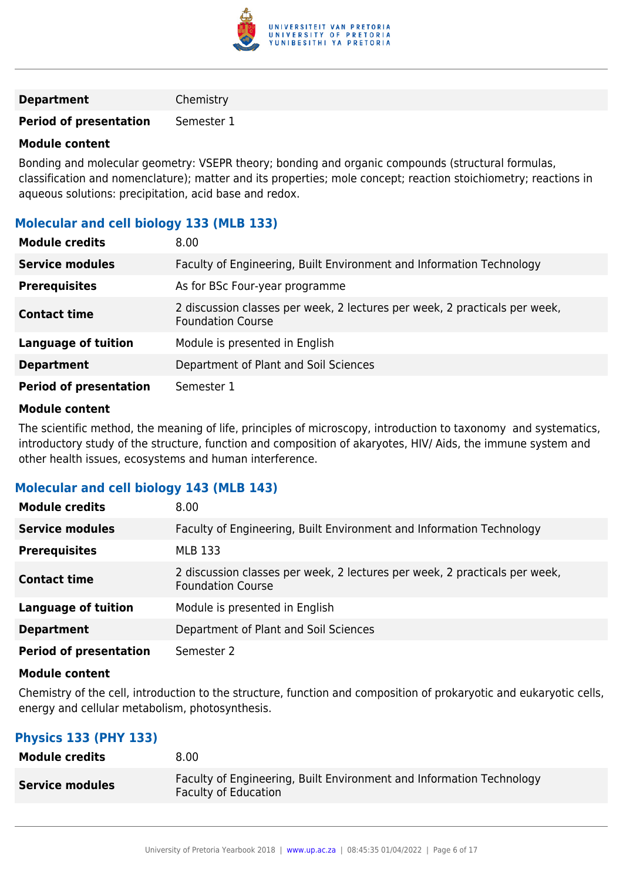| | |
|---|---|
| **Department** | Chemistry |
| **Period of presentation** | Semester 1 |

**Module content**

Bonding and molecular geometry: VSEPR theory; bonding and organic compounds (structural formulas, classification and nomenclature); matter and its properties; mole concept; reaction stoichiometry; reactions in aqueous solutions: precipitation, acid base and redox.

### Molecular and cell biology 133 (MLB 133)

| | |
|---|---|
| **Module credits** | 8.00 |
| **Service modules** | Faculty of Engineering, Built Environment and Information Technology |
| **Prerequisites** | As for BSc Four-year programme |
| **Contact time** | 2 discussion classes per week, 2 lectures per week, 2 practicals per week, Foundation Course |
| **Language of tuition** | Module is presented in English |
| **Department** | Department of Plant and Soil Sciences |
| **Period of presentation** | Semester 1 |

**Module content**

The scientific method, the meaning of life, principles of microscopy, introduction to taxonomy and systematics, introductory study of the structure, function and composition of akaryotes, HIV/ Aids, the immune system and other health issues, ecosystems and human interference.

### Molecular and cell biology 143 (MLB 143)

| | |
|---|---|
| **Module credits** | 8.00 |
| **Service modules** | Faculty of Engineering, Built Environment and Information Technology |
| **Prerequisites** | MLB 133 |
| **Contact time** | 2 discussion classes per week, 2 lectures per week, 2 practicals per week, Foundation Course |
| **Language of tuition** | Module is presented in English |
| **Department** | Department of Plant and Soil Sciences |
| **Period of presentation** | Semester 2 |

**Module content**

Chemistry of the cell, introduction to the structure, function and composition of prokaryotic and eukaryotic cells, energy and cellular metabolism, photosynthesis.

### Physics 133 (PHY 133)

| | |
|---|---|
| **Module credits** | 8.00 |
| **Service modules** | Faculty of Engineering, Built Environment and Information Technology<br>Faculty of Education |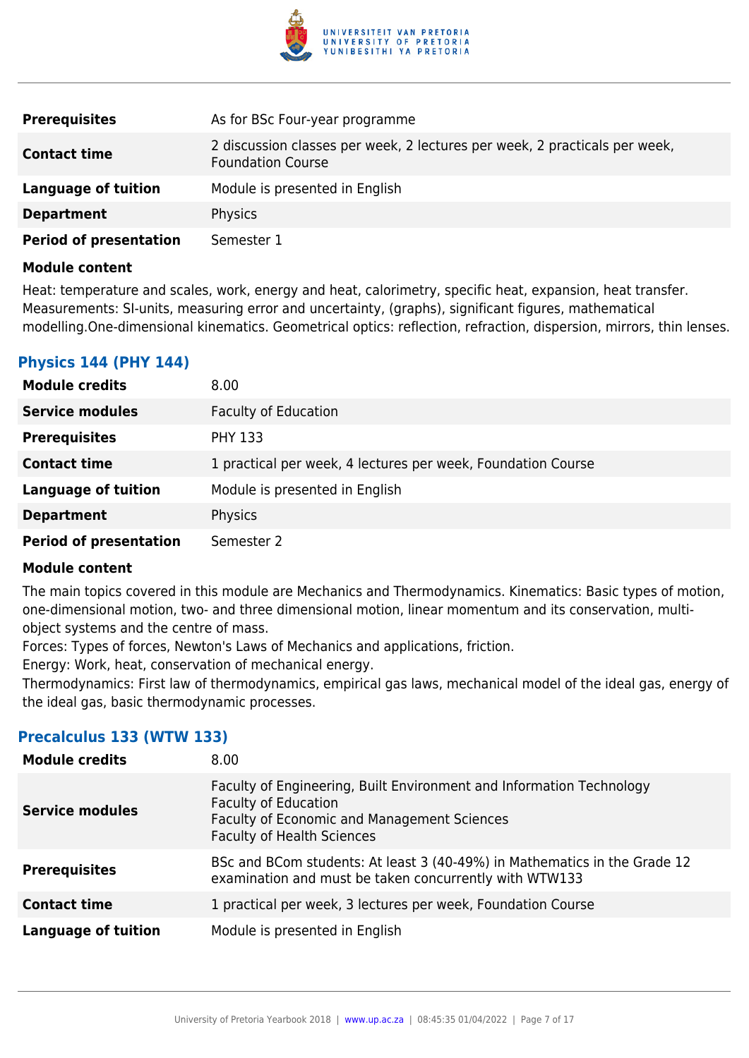| | |
|---|---|
| **Prerequisites** | As for BSc Four-year programme |
| **Contact time** | 2 discussion classes per week, 2 lectures per week, 2 practicals per week, Foundation Course |
| **Language of tuition** | Module is presented in English |
| **Department** | Physics |
| **Period of presentation** | Semester 1 |

**Module content**

Heat: temperature and scales, work, energy and heat, calorimetry, specific heat, expansion, heat transfer. Measurements: SI-units, measuring error and uncertainty, (graphs), significant figures, mathematical modelling.One-dimensional kinematics. Geometrical optics: reflection, refraction, dispersion, mirrors, thin lenses.

### Physics 144 (PHY 144)

| | |
|---|---|
| **Module credits** | 8.00 |
| **Service modules** | Faculty of Education |
| **Prerequisites** | PHY 133 |
| **Contact time** | 1 practical per week, 4 lectures per week, Foundation Course |
| **Language of tuition** | Module is presented in English |
| **Department** | Physics |
| **Period of presentation** | Semester 2 |

**Module content**

The main topics covered in this module are Mechanics and Thermodynamics. Kinematics: Basic types of motion, one-dimensional motion, two- and three dimensional motion, linear momentum and its conservation, multi-object systems and the centre of mass.

Forces: Types of forces, Newton's Laws of Mechanics and applications, friction.

Energy: Work, heat, conservation of mechanical energy.

Thermodynamics: First law of thermodynamics, empirical gas laws, mechanical model of the ideal gas, energy of the ideal gas, basic thermodynamic processes.

### Precalculus 133 (WTW 133)

| | |
|---|---|
| **Module credits** | 8.00 |
| **Service modules** | Faculty of Engineering, Built Environment and Information Technology<br>Faculty of Education<br>Faculty of Economic and Management Sciences<br>Faculty of Health Sciences |
| **Prerequisites** | BSc and BCom students: At least 3 (40-49%) in Mathematics in the Grade 12 examination and must be taken concurrently with WTW133 |
| **Contact time** | 1 practical per week, 3 lectures per week, Foundation Course |
| **Language of tuition** | Module is presented in English |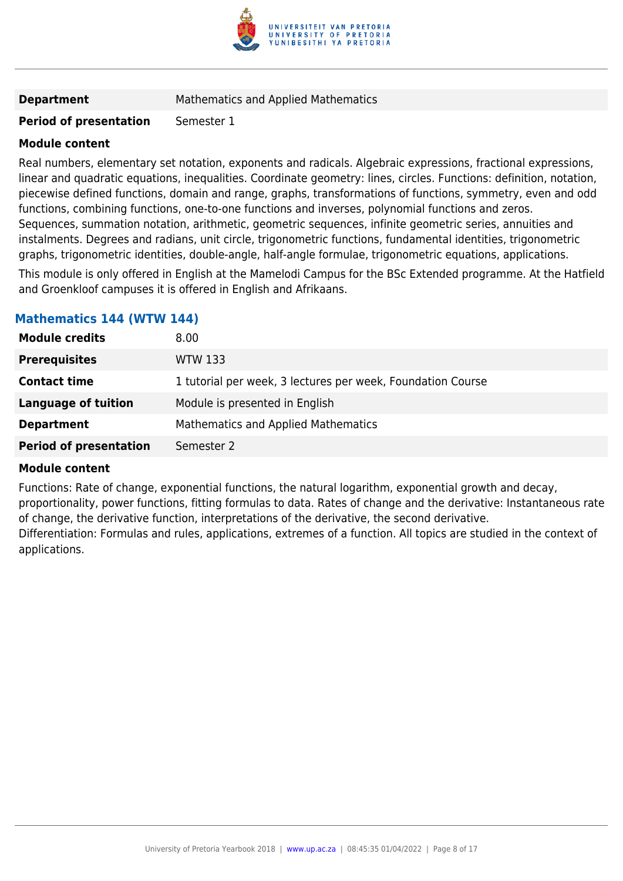| | |
|---|---|
| **Department** | Mathematics and Applied Mathematics |
| **Period of presentation** | Semester 1 |

**Module content**

Real numbers, elementary set notation, exponents and radicals. Algebraic expressions, fractional expressions, linear and quadratic equations, inequalities. Coordinate geometry: lines, circles. Functions: definition, notation, piecewise defined functions, domain and range, graphs, transformations of functions, symmetry, even and odd functions, combining functions, one-to-one functions and inverses, polynomial functions and zeros. Sequences, summation notation, arithmetic, geometric sequences, infinite geometric series, annuities and instalments. Degrees and radians, unit circle, trigonometric functions, fundamental identities, trigonometric graphs, trigonometric identities, double-angle, half-angle formulae, trigonometric equations, applications.

This module is only offered in English at the Mamelodi Campus for the BSc Extended programme. At the Hatfield and Groenkloof campuses it is offered in English and Afrikaans.

### Mathematics 144 (WTW 144)

| | |
|---|---|
| **Module credits** | 8.00 |
| **Prerequisites** | WTW 133 |
| **Contact time** | 1 tutorial per week, 3 lectures per week, Foundation Course |
| **Language of tuition** | Module is presented in English |
| **Department** | Mathematics and Applied Mathematics |
| **Period of presentation** | Semester 2 |

**Module content**

Functions: Rate of change, exponential functions, the natural logarithm, exponential growth and decay, proportionality, power functions, fitting formulas to data. Rates of change and the derivative: Instantaneous rate of change, the derivative function, interpretations of the derivative, the second derivative.
Differentiation: Formulas and rules, applications, extremes of a function. All topics are studied in the context of applications.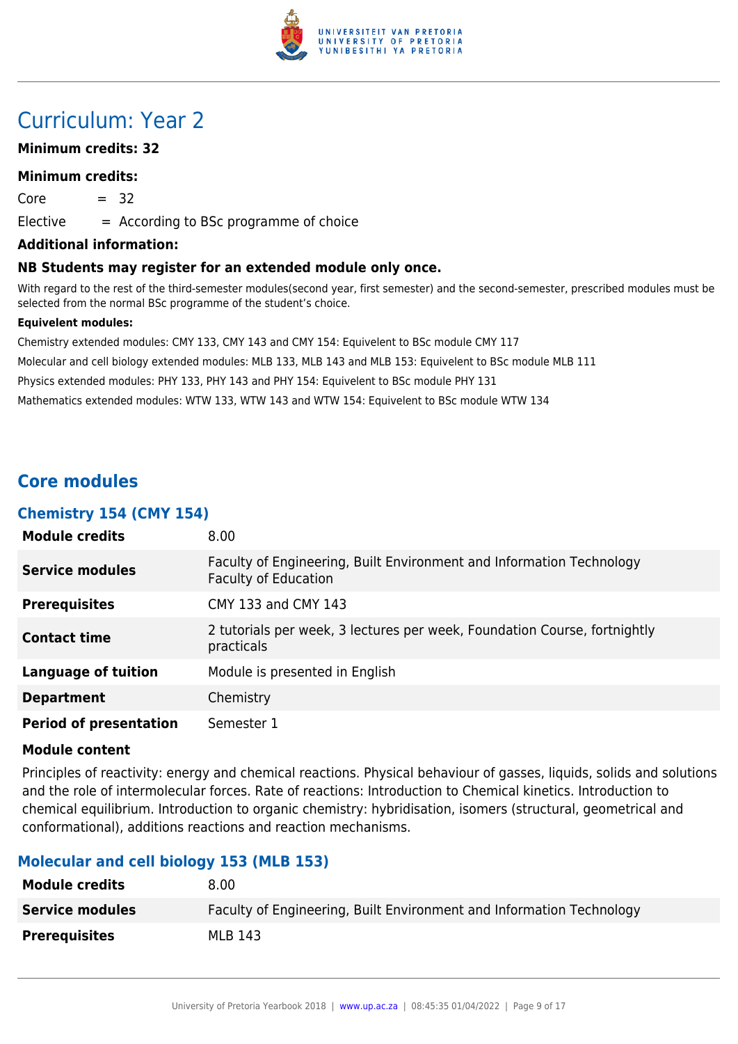# Curriculum: Year 2

**Minimum credits: 32**

**Minimum credits:**

Core = 32

Elective = According to BSc programme of choice

**Additional information:**

**NB Students may register for an extended module only once.**

With regard to the rest of the third-semester modules(second year, first semester) and the second-semester, prescribed modules must be selected from the normal BSc programme of the student's choice.

**Equivelent modules:**

Chemistry extended modules: CMY 133, CMY 143 and CMY 154: Equivelent to BSc module CMY 117

Molecular and cell biology extended modules: MLB 133, MLB 143 and MLB 153: Equivelent to BSc module MLB 111

Physics extended modules: PHY 133, PHY 143 and PHY 154: Equivelent to BSc module PHY 131

Mathematics extended modules: WTW 133, WTW 143 and WTW 154: Equivelent to BSc module WTW 134

## Core modules

### Chemistry 154 (CMY 154)

| | |
|---|---|
| **Module credits** | 8.00 |
| **Service modules** | Faculty of Engineering, Built Environment and Information Technology<br>Faculty of Education |
| **Prerequisites** | CMY 133 and CMY 143 |
| **Contact time** | 2 tutorials per week, 3 lectures per week, Foundation Course, fortnightly practicals |
| **Language of tuition** | Module is presented in English |
| **Department** | Chemistry |
| **Period of presentation** | Semester 1 |

**Module content**

Principles of reactivity: energy and chemical reactions. Physical behaviour of gasses, liquids, solids and solutions and the role of intermolecular forces. Rate of reactions: Introduction to Chemical kinetics. Introduction to chemical equilibrium. Introduction to organic chemistry: hybridisation, isomers (structural, geometrical and conformational), additions reactions and reaction mechanisms.

### Molecular and cell biology 153 (MLB 153)

| | |
|---|---|
| **Module credits** | 8.00 |
| **Service modules** | Faculty of Engineering, Built Environment and Information Technology |
| **Prerequisites** | MLB 143 |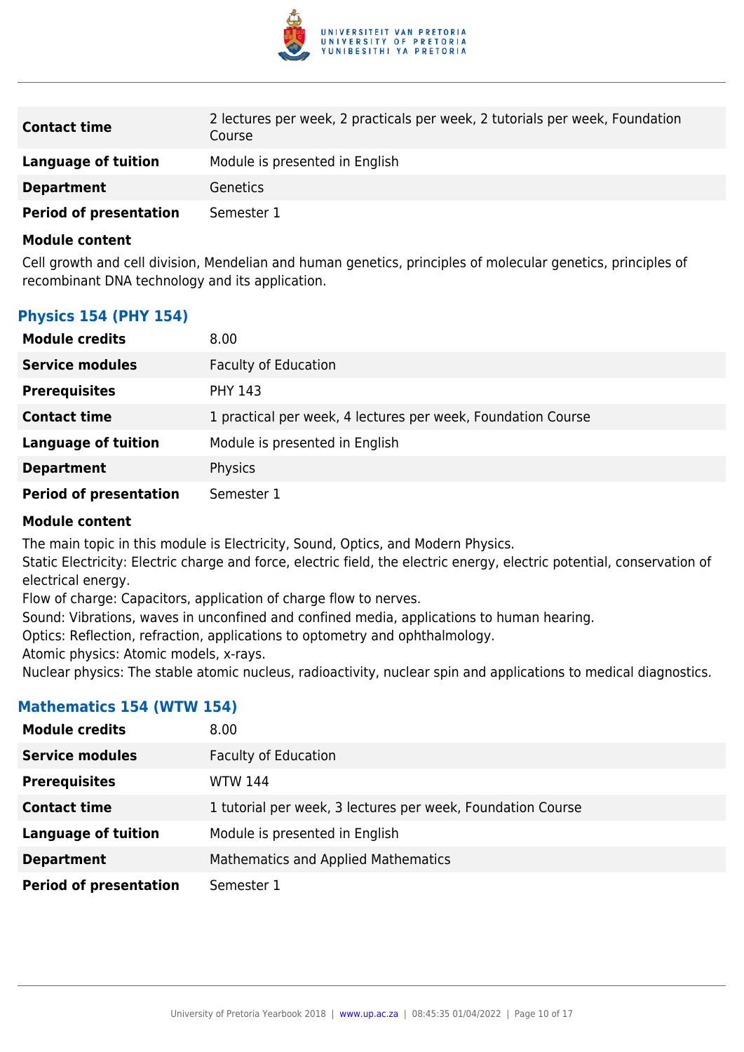| | |
|---|---|
| **Contact time** | 2 lectures per week, 2 practicals per week, 2 tutorials per week, Foundation Course |
| **Language of tuition** | Module is presented in English |
| **Department** | Genetics |
| **Period of presentation** | Semester 1 |

**Module content**

Cell growth and cell division, Mendelian and human genetics, principles of molecular genetics, principles of recombinant DNA technology and its application.

### Physics 154 (PHY 154)

| | |
|---|---|
| **Module credits** | 8.00 |
| **Service modules** | Faculty of Education |
| **Prerequisites** | PHY 143 |
| **Contact time** | 1 practical per week, 4 lectures per week, Foundation Course |
| **Language of tuition** | Module is presented in English |
| **Department** | Physics |
| **Period of presentation** | Semester 1 |

**Module content**

The main topic in this module is Electricity, Sound, Optics, and Modern Physics.
Static Electricity: Electric charge and force, electric field, the electric energy, electric potential, conservation of electrical energy.
Flow of charge: Capacitors, application of charge flow to nerves.
Sound: Vibrations, waves in unconfined and confined media, applications to human hearing.
Optics: Reflection, refraction, applications to optometry and ophthalmology.
Atomic physics: Atomic models, x-rays.
Nuclear physics: The stable atomic nucleus, radioactivity, nuclear spin and applications to medical diagnostics.

### Mathematics 154 (WTW 154)

| | |
|---|---|
| **Module credits** | 8.00 |
| **Service modules** | Faculty of Education |
| **Prerequisites** | WTW 144 |
| **Contact time** | 1 tutorial per week, 3 lectures per week, Foundation Course |
| **Language of tuition** | Module is presented in English |
| **Department** | Mathematics and Applied Mathematics |
| **Period of presentation** | Semester 1 |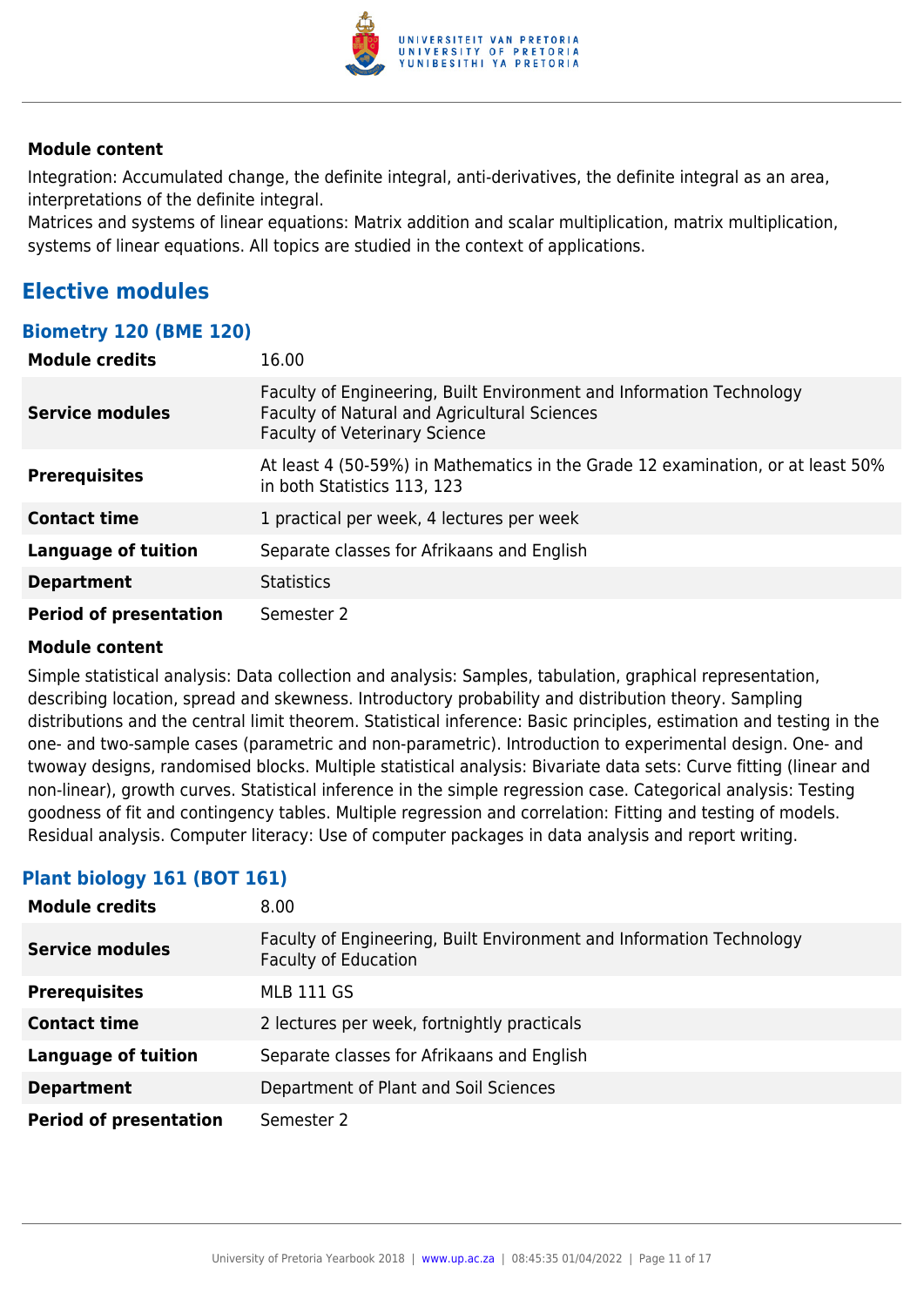#### Module content

Integration: Accumulated change, the definite integral, anti-derivatives, the definite integral as an area, interpretations of the definite integral.

Matrices and systems of linear equations: Matrix addition and scalar multiplication, matrix multiplication, systems of linear equations. All topics are studied in the context of applications.

## Elective modules

### Biometry 120 (BME 120)

| | |
|---|---|
| **Module credits** | 16.00 |
| **Service modules** | Faculty of Engineering, Built Environment and Information Technology<br>Faculty of Natural and Agricultural Sciences<br>Faculty of Veterinary Science |
| **Prerequisites** | At least 4 (50-59%) in Mathematics in the Grade 12 examination, or at least 50% in both Statistics 113, 123 |
| **Contact time** | 1 practical per week, 4 lectures per week |
| **Language of tuition** | Separate classes for Afrikaans and English |
| **Department** | Statistics |
| **Period of presentation** | Semester 2 |

#### Module content

Simple statistical analysis: Data collection and analysis: Samples, tabulation, graphical representation, describing location, spread and skewness. Introductory probability and distribution theory. Sampling distributions and the central limit theorem. Statistical inference: Basic principles, estimation and testing in the one- and two-sample cases (parametric and non-parametric). Introduction to experimental design. One- and twoway designs, randomised blocks. Multiple statistical analysis: Bivariate data sets: Curve fitting (linear and non-linear), growth curves. Statistical inference in the simple regression case. Categorical analysis: Testing goodness of fit and contingency tables. Multiple regression and correlation: Fitting and testing of models. Residual analysis. Computer literacy: Use of computer packages in data analysis and report writing.

### Plant biology 161 (BOT 161)

| | |
|---|---|
| **Module credits** | 8.00 |
| **Service modules** | Faculty of Engineering, Built Environment and Information Technology<br>Faculty of Education |
| **Prerequisites** | MLB 111 GS |
| **Contact time** | 2 lectures per week, fortnightly practicals |
| **Language of tuition** | Separate classes for Afrikaans and English |
| **Department** | Department of Plant and Soil Sciences |
| **Period of presentation** | Semester 2 |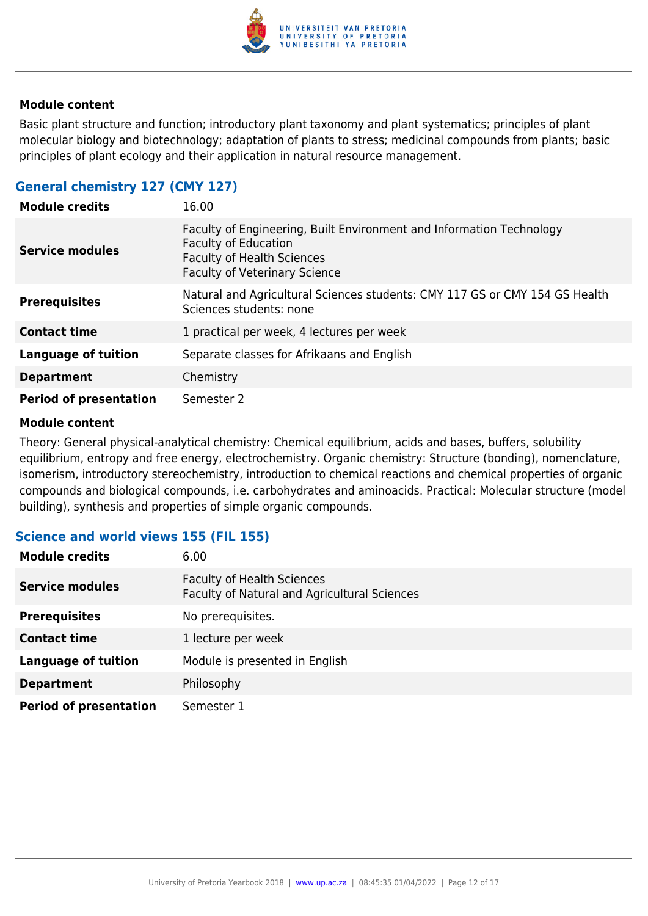### Module content

Basic plant structure and function; introductory plant taxonomy and plant systematics; principles of plant molecular biology and biotechnology; adaptation of plants to stress; medicinal compounds from plants; basic principles of plant ecology and their application in natural resource management.

## General chemistry 127 (CMY 127)

| | |
|---|---|
| **Module credits** | 16.00 |
| **Service modules** | Faculty of Engineering, Built Environment and Information Technology<br>Faculty of Education<br>Faculty of Health Sciences<br>Faculty of Veterinary Science |
| **Prerequisites** | Natural and Agricultural Sciences students: CMY 117 GS or CMY 154 GS Health Sciences students: none |
| **Contact time** | 1 practical per week, 4 lectures per week |
| **Language of tuition** | Separate classes for Afrikaans and English |
| **Department** | Chemistry |
| **Period of presentation** | Semester 2 |

### Module content

Theory: General physical-analytical chemistry: Chemical equilibrium, acids and bases, buffers, solubility equilibrium, entropy and free energy, electrochemistry. Organic chemistry: Structure (bonding), nomenclature, isomerism, introductory stereochemistry, introduction to chemical reactions and chemical properties of organic compounds and biological compounds, i.e. carbohydrates and aminoacids. Practical: Molecular structure (model building), synthesis and properties of simple organic compounds.

## Science and world views 155 (FIL 155)

| | |
|---|---|
| **Module credits** | 6.00 |
| **Service modules** | Faculty of Health Sciences<br>Faculty of Natural and Agricultural Sciences |
| **Prerequisites** | No prerequisites. |
| **Contact time** | 1 lecture per week |
| **Language of tuition** | Module is presented in English |
| **Department** | Philosophy |
| **Period of presentation** | Semester 1 |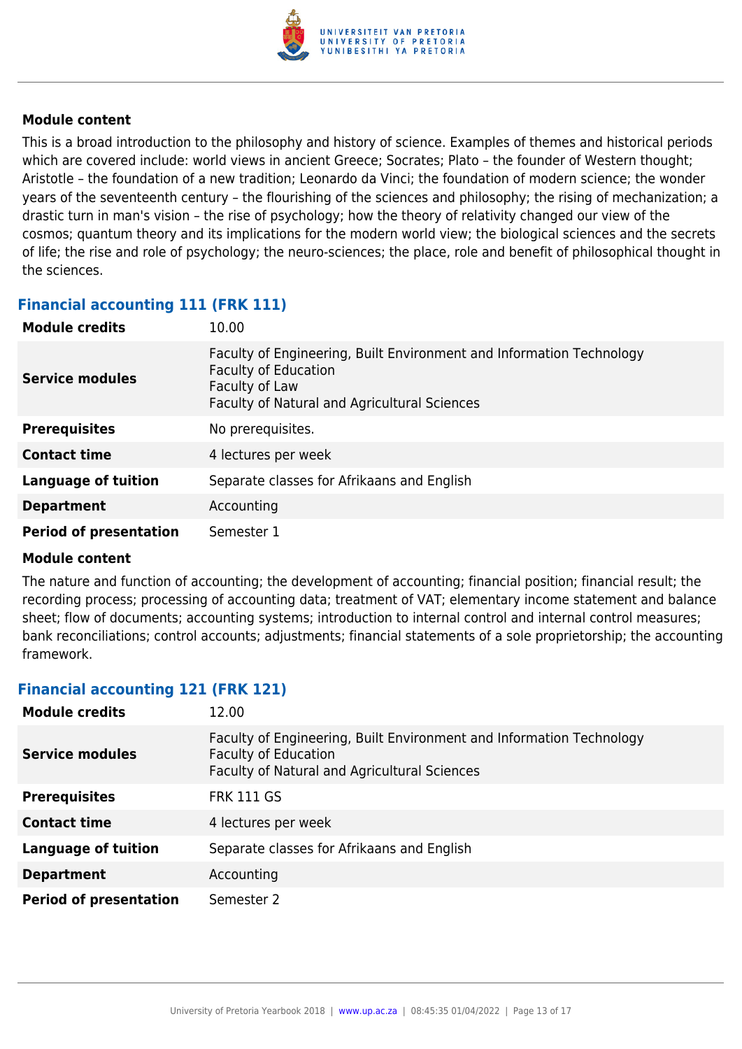#### Module content

This is a broad introduction to the philosophy and history of science. Examples of themes and historical periods which are covered include: world views in ancient Greece; Socrates; Plato – the founder of Western thought; Aristotle – the foundation of a new tradition; Leonardo da Vinci; the foundation of modern science; the wonder years of the seventeenth century – the flourishing of the sciences and philosophy; the rising of mechanization; a drastic turn in man's vision – the rise of psychology; how the theory of relativity changed our view of the cosmos; quantum theory and its implications for the modern world view; the biological sciences and the secrets of life; the rise and role of psychology; the neuro-sciences; the place, role and benefit of philosophical thought in the sciences.

### Financial accounting 111 (FRK 111)

| | |
|---|---|
| **Module credits** | 10.00 |
| **Service modules** | Faculty of Engineering, Built Environment and Information Technology<br>Faculty of Education<br>Faculty of Law<br>Faculty of Natural and Agricultural Sciences |
| **Prerequisites** | No prerequisites. |
| **Contact time** | 4 lectures per week |
| **Language of tuition** | Separate classes for Afrikaans and English |
| **Department** | Accounting |
| **Period of presentation** | Semester 1 |

#### Module content

The nature and function of accounting; the development of accounting; financial position; financial result; the recording process; processing of accounting data; treatment of VAT; elementary income statement and balance sheet; flow of documents; accounting systems; introduction to internal control and internal control measures; bank reconciliations; control accounts; adjustments; financial statements of a sole proprietorship; the accounting framework.

### Financial accounting 121 (FRK 121)

| | |
|---|---|
| **Module credits** | 12.00 |
| **Service modules** | Faculty of Engineering, Built Environment and Information Technology<br>Faculty of Education<br>Faculty of Natural and Agricultural Sciences |
| **Prerequisites** | FRK 111 GS |
| **Contact time** | 4 lectures per week |
| **Language of tuition** | Separate classes for Afrikaans and English |
| **Department** | Accounting |
| **Period of presentation** | Semester 2 |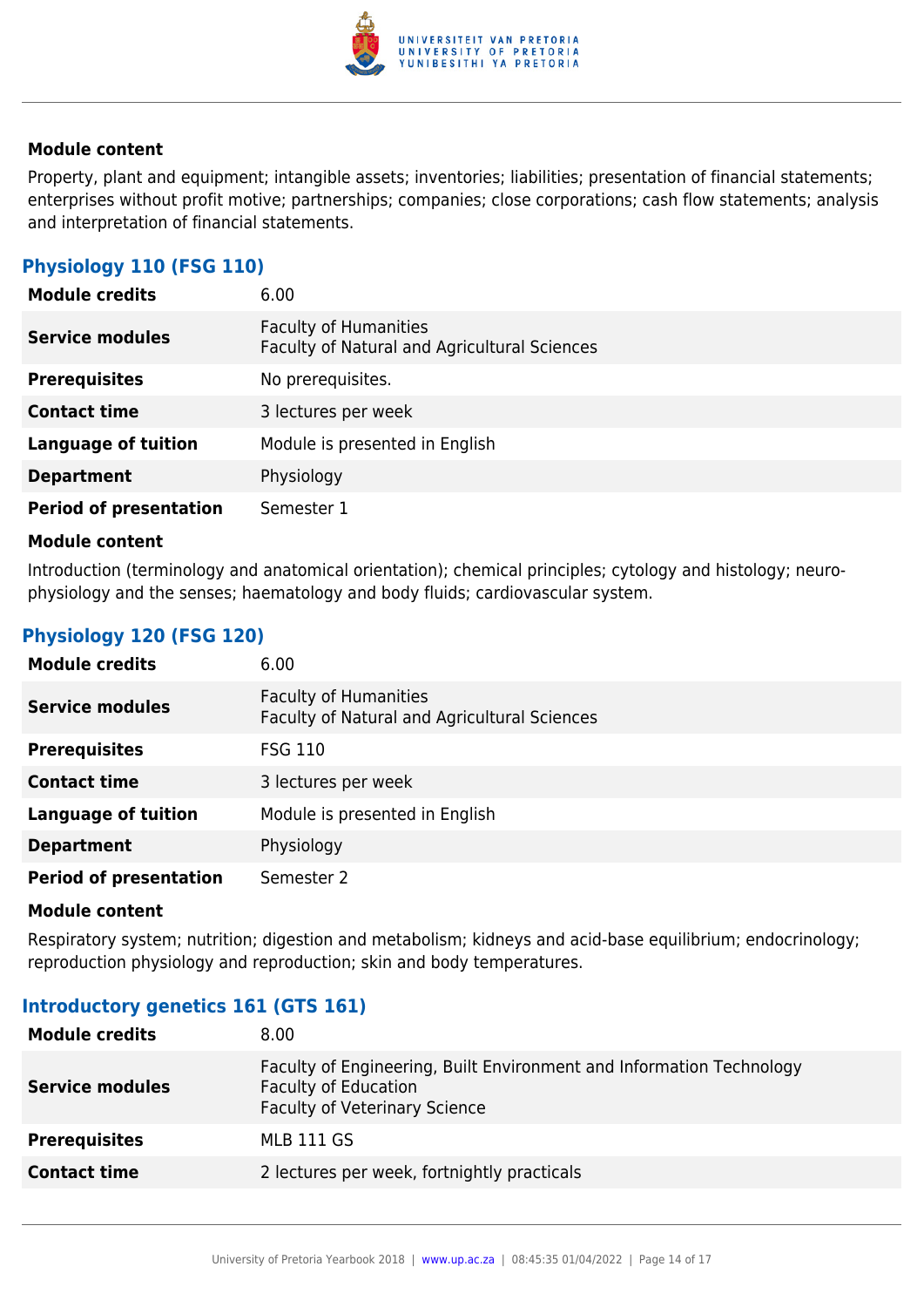#### Module content

Property, plant and equipment; intangible assets; inventories; liabilities; presentation of financial statements; enterprises without profit motive; partnerships; companies; close corporations; cash flow statements; analysis and interpretation of financial statements.

### Physiology 110 (FSG 110)

| | |
|---|---|
| **Module credits** | 6.00 |
| **Service modules** | Faculty of Humanities<br>Faculty of Natural and Agricultural Sciences |
| **Prerequisites** | No prerequisites. |
| **Contact time** | 3 lectures per week |
| **Language of tuition** | Module is presented in English |
| **Department** | Physiology |
| **Period of presentation** | Semester 1 |

#### Module content

Introduction (terminology and anatomical orientation); chemical principles; cytology and histology; neuro-physiology and the senses; haematology and body fluids; cardiovascular system.

### Physiology 120 (FSG 120)

| | |
|---|---|
| **Module credits** | 6.00 |
| **Service modules** | Faculty of Humanities<br>Faculty of Natural and Agricultural Sciences |
| **Prerequisites** | FSG 110 |
| **Contact time** | 3 lectures per week |
| **Language of tuition** | Module is presented in English |
| **Department** | Physiology |
| **Period of presentation** | Semester 2 |

#### Module content

Respiratory system; nutrition; digestion and metabolism; kidneys and acid-base equilibrium; endocrinology; reproduction physiology and reproduction; skin and body temperatures.

### Introductory genetics 161 (GTS 161)

| | |
|---|---|
| **Module credits** | 8.00 |
| **Service modules** | Faculty of Engineering, Built Environment and Information Technology<br>Faculty of Education<br>Faculty of Veterinary Science |
| **Prerequisites** | MLB 111 GS |
| **Contact time** | 2 lectures per week, fortnightly practicals |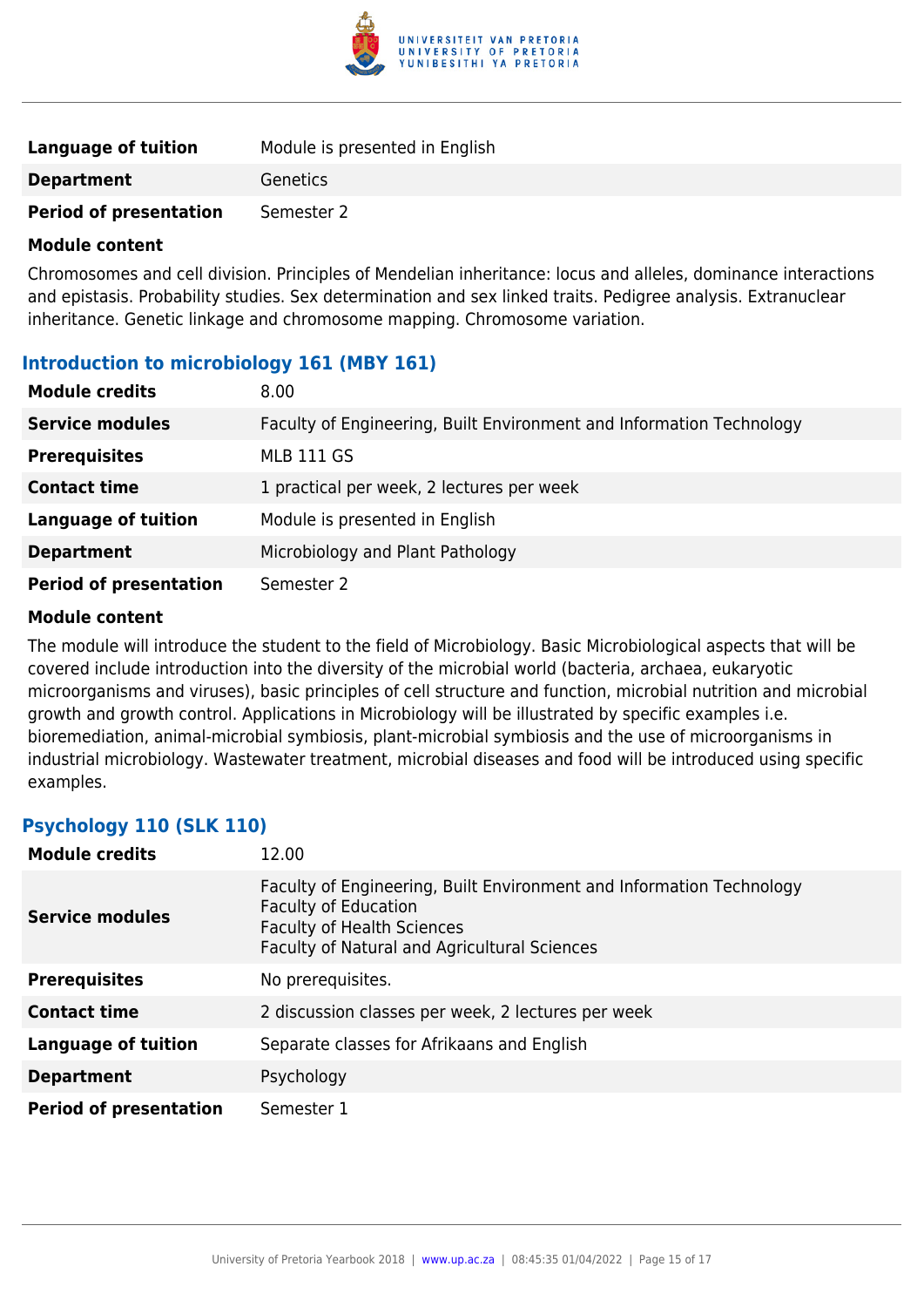| | |
|---|---|
| **Language of tuition** | Module is presented in English |
| **Department** | Genetics |
| **Period of presentation** | Semester 2 |

**Module content**

Chromosomes and cell division. Principles of Mendelian inheritance: locus and alleles, dominance interactions and epistasis. Probability studies. Sex determination and sex linked traits. Pedigree analysis. Extranuclear inheritance. Genetic linkage and chromosome mapping. Chromosome variation.

### Introduction to microbiology 161 (MBY 161)

| | |
|---|---|
| **Module credits** | 8.00 |
| **Service modules** | Faculty of Engineering, Built Environment and Information Technology |
| **Prerequisites** | MLB 111 GS |
| **Contact time** | 1 practical per week, 2 lectures per week |
| **Language of tuition** | Module is presented in English |
| **Department** | Microbiology and Plant Pathology |
| **Period of presentation** | Semester 2 |

**Module content**

The module will introduce the student to the field of Microbiology. Basic Microbiological aspects that will be covered include introduction into the diversity of the microbial world (bacteria, archaea, eukaryotic microorganisms and viruses), basic principles of cell structure and function, microbial nutrition and microbial growth and growth control. Applications in Microbiology will be illustrated by specific examples i.e. bioremediation, animal-microbial symbiosis, plant-microbial symbiosis and the use of microorganisms in industrial microbiology. Wastewater treatment, microbial diseases and food will be introduced using specific examples.

### Psychology 110 (SLK 110)

| | |
|---|---|
| **Module credits** | 12.00 |
| **Service modules** | Faculty of Engineering, Built Environment and Information Technology<br>Faculty of Education<br>Faculty of Health Sciences<br>Faculty of Natural and Agricultural Sciences |
| **Prerequisites** | No prerequisites. |
| **Contact time** | 2 discussion classes per week, 2 lectures per week |
| **Language of tuition** | Separate classes for Afrikaans and English |
| **Department** | Psychology |
| **Period of presentation** | Semester 1 |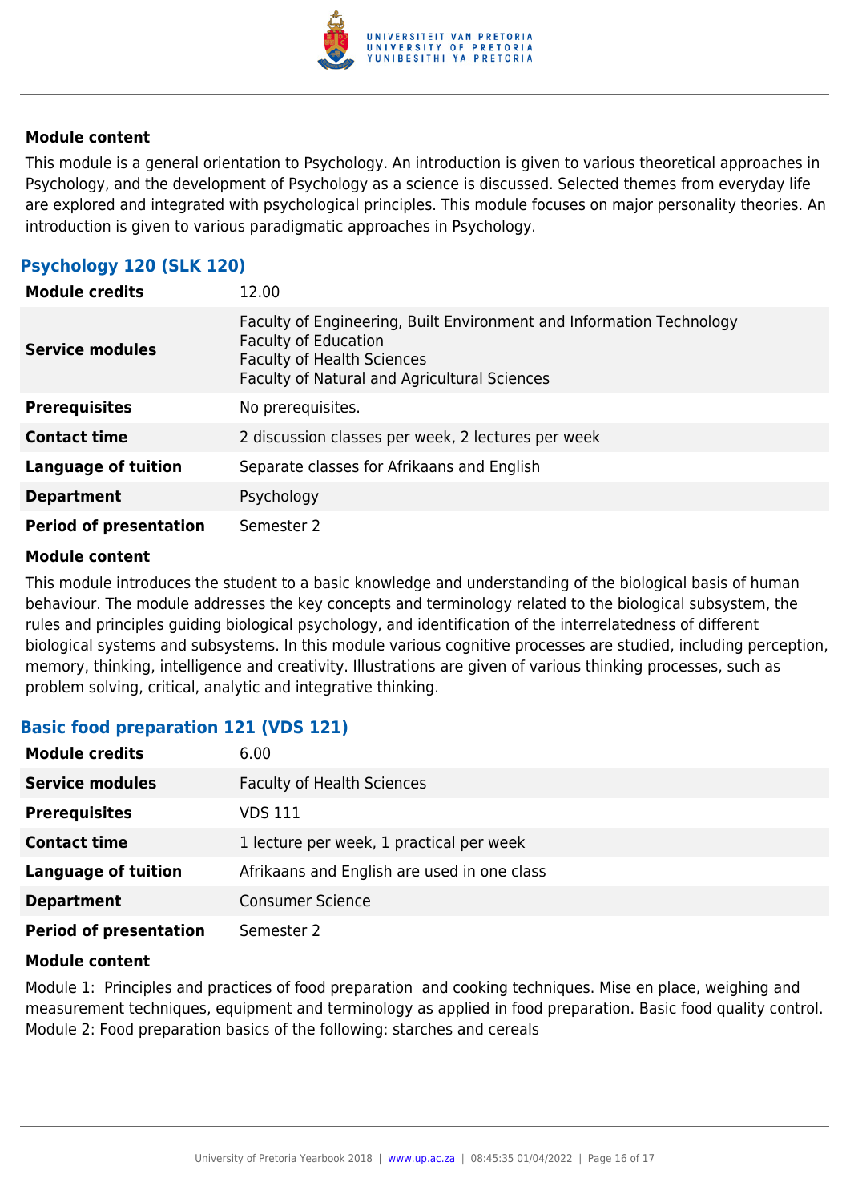#### Module content

This module is a general orientation to Psychology. An introduction is given to various theoretical approaches in Psychology, and the development of Psychology as a science is discussed. Selected themes from everyday life are explored and integrated with psychological principles. This module focuses on major personality theories. An introduction is given to various paradigmatic approaches in Psychology.

### Psychology 120 (SLK 120)

| | |
|---|---|
| **Module credits** | 12.00 |
| **Service modules** | Faculty of Engineering, Built Environment and Information Technology<br>Faculty of Education<br>Faculty of Health Sciences<br>Faculty of Natural and Agricultural Sciences |
| **Prerequisites** | No prerequisites. |
| **Contact time** | 2 discussion classes per week, 2 lectures per week |
| **Language of tuition** | Separate classes for Afrikaans and English |
| **Department** | Psychology |
| **Period of presentation** | Semester 2 |

#### Module content

This module introduces the student to a basic knowledge and understanding of the biological basis of human behaviour. The module addresses the key concepts and terminology related to the biological subsystem, the rules and principles guiding biological psychology, and identification of the interrelatedness of different biological systems and subsystems. In this module various cognitive processes are studied, including perception, memory, thinking, intelligence and creativity. Illustrations are given of various thinking processes, such as problem solving, critical, analytic and integrative thinking.

### Basic food preparation 121 (VDS 121)

| | |
|---|---|
| **Module credits** | 6.00 |
| **Service modules** | Faculty of Health Sciences |
| **Prerequisites** | VDS 111 |
| **Contact time** | 1 lecture per week, 1 practical per week |
| **Language of tuition** | Afrikaans and English are used in one class |
| **Department** | Consumer Science |
| **Period of presentation** | Semester 2 |

#### Module content

Module 1: Principles and practices of food preparation and cooking techniques. Mise en place, weighing and measurement techniques, equipment and terminology as applied in food preparation. Basic food quality control.
Module 2: Food preparation basics of the following: starches and cereals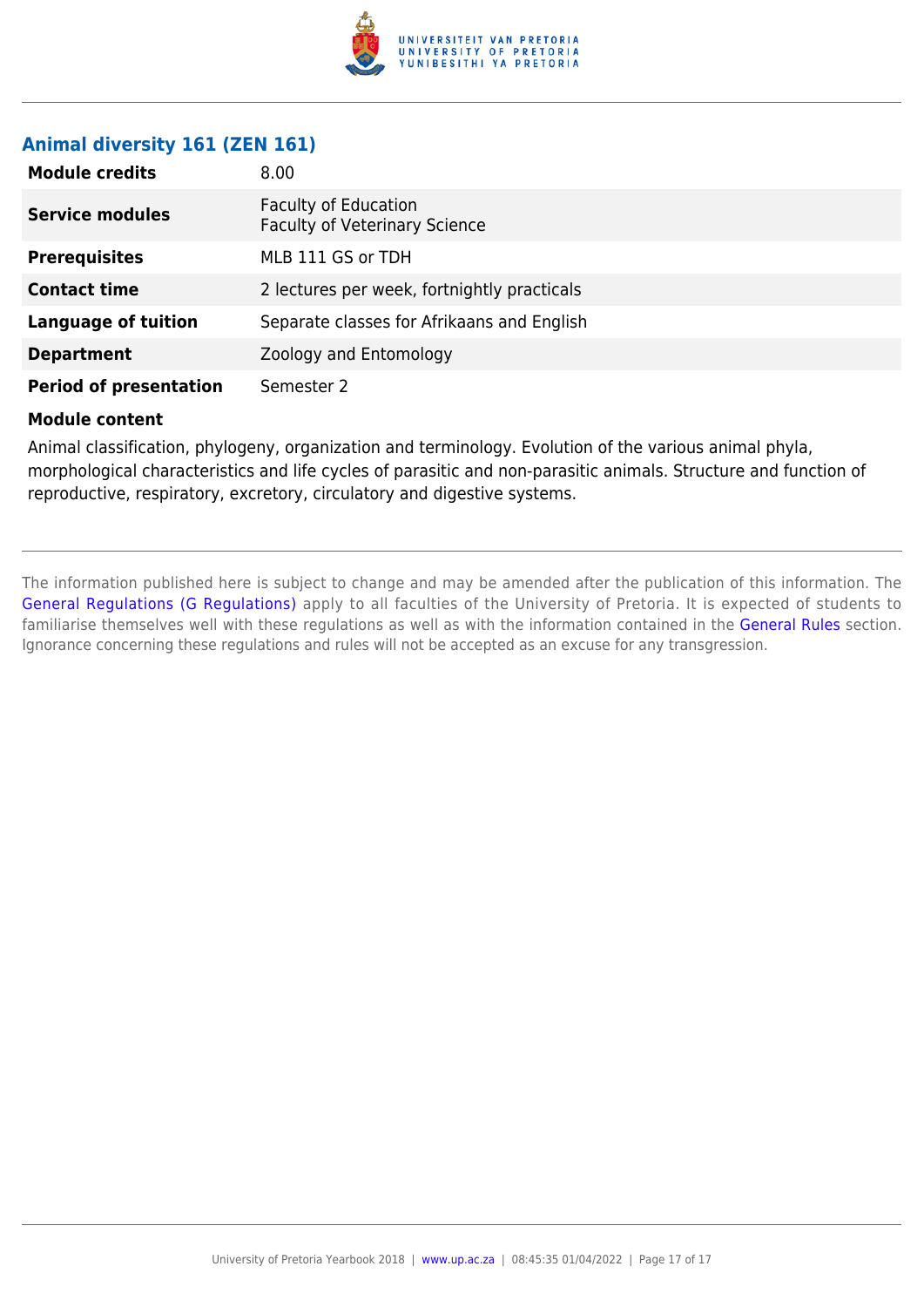## Animal diversity 161 (ZEN 161)

| | |
|---|---|
| **Module credits** | 8.00 |
| **Service modules** | Faculty of Education<br>Faculty of Veterinary Science |
| **Prerequisites** | MLB 111 GS or TDH |
| **Contact time** | 2 lectures per week, fortnightly practicals |
| **Language of tuition** | Separate classes for Afrikaans and English |
| **Department** | Zoology and Entomology |
| **Period of presentation** | Semester 2 |

**Module content**

Animal classification, phylogeny, organization and terminology. Evolution of the various animal phyla, morphological characteristics and life cycles of parasitic and non-parasitic animals. Structure and function of reproductive, respiratory, excretory, circulatory and digestive systems.

The information published here is subject to change and may be amended after the publication of this information. The General Regulations (G Regulations) apply to all faculties of the University of Pretoria. It is expected of students to familiarise themselves well with these regulations as well as with the information contained in the General Rules section. Ignorance concerning these regulations and rules will not be accepted as an excuse for any transgression.